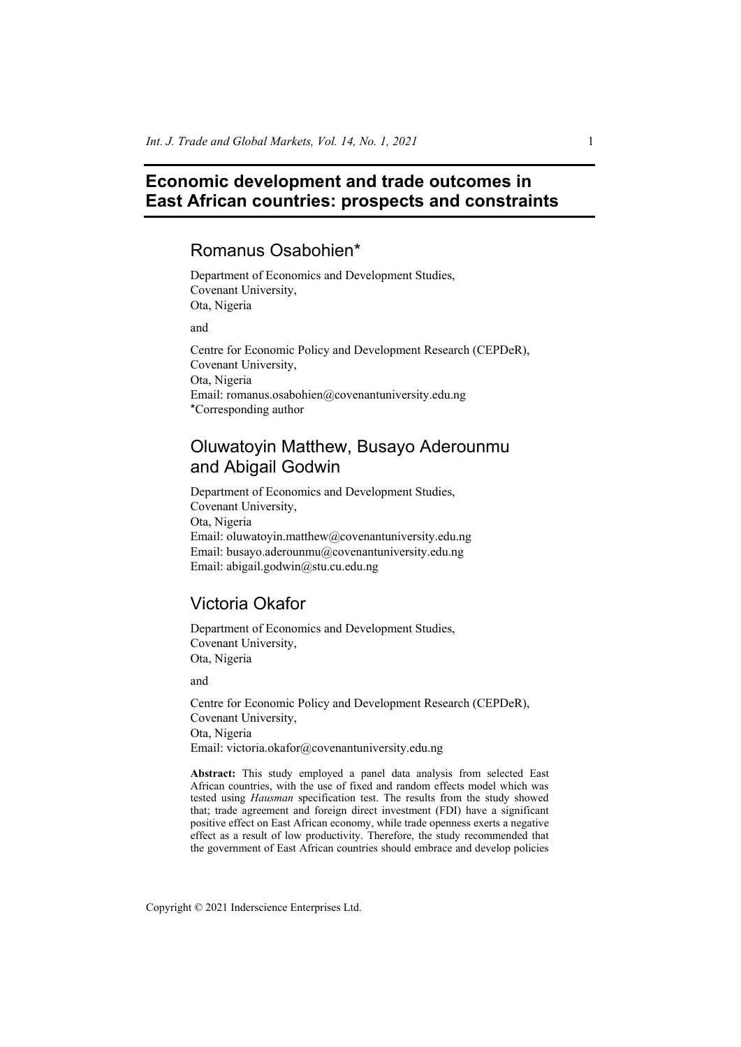# Economic development and trade outcomes in East African countries: prospects and constraints

## Romanus Osabohien*

Department of Economics and Development Studies,
Covenant University,
Ota, Nigeria

and

Centre for Economic Policy and Development Research (CEPDeR),
Covenant University,
Ota, Nigeria
Email: romanus.osabohien@covenantuniversity.edu.ng
*Corresponding author

## Oluwatoyin Matthew, Busayo Aderounmu and Abigail Godwin

Department of Economics and Development Studies,
Covenant University,
Ota, Nigeria
Email: oluwatoyin.matthew@covenantuniversity.edu.ng
Email: busayo.aderounmu@covenantuniversity.edu.ng
Email: abigail.godwin@stu.cu.edu.ng

## Victoria Okafor

Department of Economics and Development Studies,
Covenant University,
Ota, Nigeria

and

Centre for Economic Policy and Development Research (CEPDeR),
Covenant University,
Ota, Nigeria
Email: victoria.okafor@covenantuniversity.edu.ng

**Abstract:** This study employed a panel data analysis from selected East African countries, with the use of fixed and random effects model which was tested using *Hausman* specification test. The results from the study showed that; trade agreement and foreign direct investment (FDI) have a significant positive effect on East African economy, while trade openness exerts a negative effect as a result of low productivity. Therefore, the study recommended that the government of East African countries should embrace and develop policies

Copyright © 2021 Inderscience Enterprises Ltd.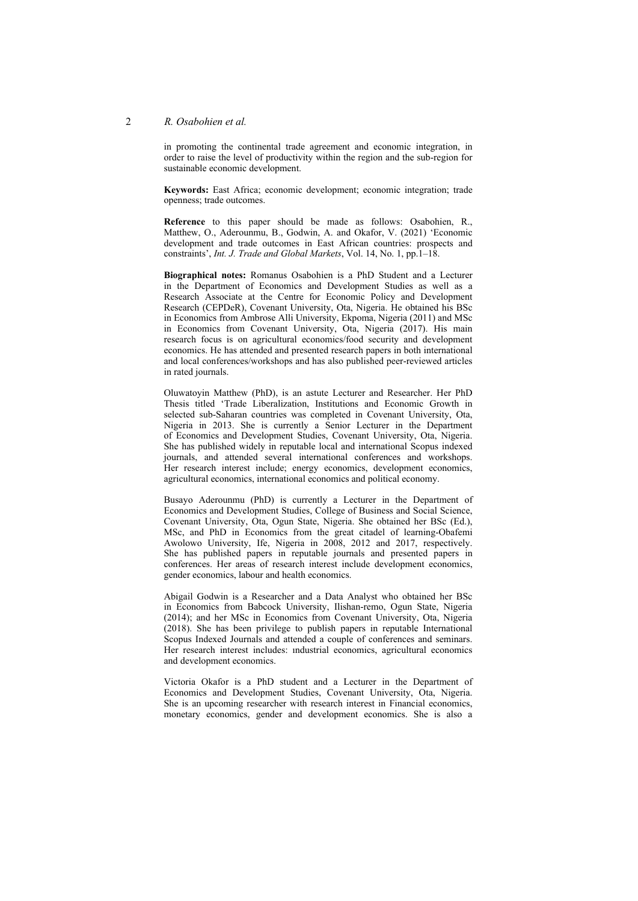in promoting the continental trade agreement and economic integration, in order to raise the level of productivity within the region and the sub-region for sustainable economic development.

**Keywords:** East Africa; economic development; economic integration; trade openness; trade outcomes.

**Reference** to this paper should be made as follows: Osabohien, R., Matthew, O., Aderounmu, B., Godwin, A. and Okafor, V. (2021) 'Economic development and trade outcomes in East African countries: prospects and constraints', *Int. J. Trade and Global Markets*, Vol. 14, No. 1, pp.1–18.

**Biographical notes:** Romanus Osabohien is a PhD Student and a Lecturer in the Department of Economics and Development Studies as well as a Research Associate at the Centre for Economic Policy and Development Research (CEPDeR), Covenant University, Ota, Nigeria. He obtained his BSc in Economics from Ambrose Alli University, Ekpoma, Nigeria (2011) and MSc in Economics from Covenant University, Ota, Nigeria (2017). His main research focus is on agricultural economics/food security and development economics. He has attended and presented research papers in both international and local conferences/workshops and has also published peer-reviewed articles in rated journals.

Oluwatoyin Matthew (PhD), is an astute Lecturer and Researcher. Her PhD Thesis titled 'Trade Liberalization, Institutions and Economic Growth in selected sub-Saharan countries was completed in Covenant University, Ota, Nigeria in 2013. She is currently a Senior Lecturer in the Department of Economics and Development Studies, Covenant University, Ota, Nigeria. She has published widely in reputable local and international Scopus indexed journals, and attended several international conferences and workshops. Her research interest include; energy economics, development economics, agricultural economics, international economics and political economy.

Busayo Aderounmu (PhD) is currently a Lecturer in the Department of Economics and Development Studies, College of Business and Social Science, Covenant University, Ota, Ogun State, Nigeria. She obtained her BSc (Ed.), MSc, and PhD in Economics from the great citadel of learning-Obafemi Awolowo University, Ife, Nigeria in 2008, 2012 and 2017, respectively. She has published papers in reputable journals and presented papers in conferences. Her areas of research interest include development economics, gender economics, labour and health economics.

Abigail Godwin is a Researcher and a Data Analyst who obtained her BSc in Economics from Babcock University, Ilishan-remo, Ogun State, Nigeria (2014); and her MSc in Economics from Covenant University, Ota, Nigeria (2018). She has been privilege to publish papers in reputable International Scopus Indexed Journals and attended a couple of conferences and seminars. Her research interest includes: ındustrial economics, agricultural economics and development economics.

Victoria Okafor is a PhD student and a Lecturer in the Department of Economics and Development Studies, Covenant University, Ota, Nigeria. She is an upcoming researcher with research interest in Financial economics, monetary economics, gender and development economics. She is also a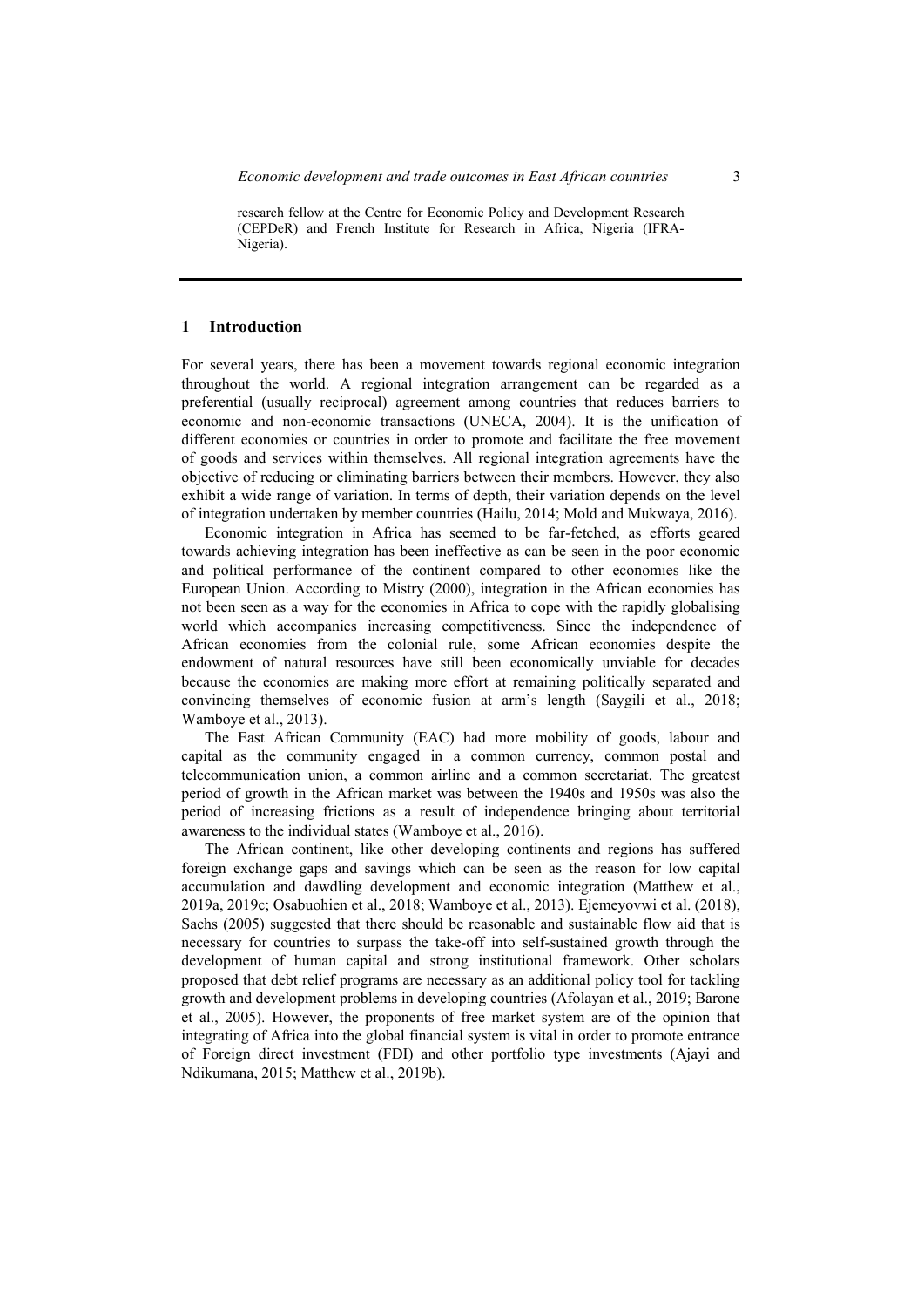research fellow at the Centre for Economic Policy and Development Research (CEPDeR) and French Institute for Research in Africa, Nigeria (IFRA-Nigeria).

## 1 Introduction

For several years, there has been a movement towards regional economic integration throughout the world. A regional integration arrangement can be regarded as a preferential (usually reciprocal) agreement among countries that reduces barriers to economic and non-economic transactions (UNECA, 2004). It is the unification of different economies or countries in order to promote and facilitate the free movement of goods and services within themselves. All regional integration agreements have the objective of reducing or eliminating barriers between their members. However, they also exhibit a wide range of variation. In terms of depth, their variation depends on the level of integration undertaken by member countries (Hailu, 2014; Mold and Mukwaya, 2016).

Economic integration in Africa has seemed to be far-fetched, as efforts geared towards achieving integration has been ineffective as can be seen in the poor economic and political performance of the continent compared to other economies like the European Union. According to Mistry (2000), integration in the African economies has not been seen as a way for the economies in Africa to cope with the rapidly globalising world which accompanies increasing competitiveness. Since the independence of African economies from the colonial rule, some African economies despite the endowment of natural resources have still been economically unviable for decades because the economies are making more effort at remaining politically separated and convincing themselves of economic fusion at arm's length (Saygili et al., 2018; Wamboye et al., 2013).

The East African Community (EAC) had more mobility of goods, labour and capital as the community engaged in a common currency, common postal and telecommunication union, a common airline and a common secretariat. The greatest period of growth in the African market was between the 1940s and 1950s was also the period of increasing frictions as a result of independence bringing about territorial awareness to the individual states (Wamboye et al., 2016).

The African continent, like other developing continents and regions has suffered foreign exchange gaps and savings which can be seen as the reason for low capital accumulation and dawdling development and economic integration (Matthew et al., 2019a, 2019c; Osabuohien et al., 2018; Wamboye et al., 2013). Ejemeyovwi et al. (2018), Sachs (2005) suggested that there should be reasonable and sustainable flow aid that is necessary for countries to surpass the take-off into self-sustained growth through the development of human capital and strong institutional framework. Other scholars proposed that debt relief programs are necessary as an additional policy tool for tackling growth and development problems in developing countries (Afolayan et al., 2019; Barone et al., 2005). However, the proponents of free market system are of the opinion that integrating of Africa into the global financial system is vital in order to promote entrance of Foreign direct investment (FDI) and other portfolio type investments (Ajayi and Ndikumana, 2015; Matthew et al., 2019b).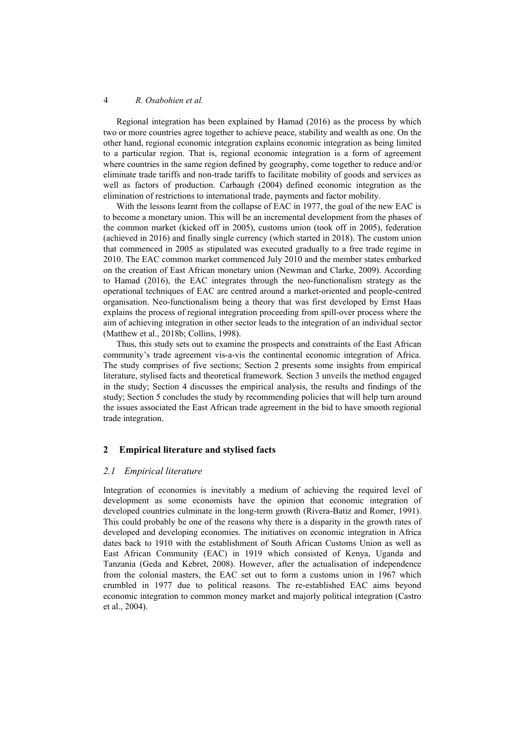Regional integration has been explained by Hamad (2016) as the process by which two or more countries agree together to achieve peace, stability and wealth as one. On the other hand, regional economic integration explains economic integration as being limited to a particular region. That is, regional economic integration is a form of agreement where countries in the same region defined by geography, come together to reduce and/or eliminate trade tariffs and non-trade tariffs to facilitate mobility of goods and services as well as factors of production. Carbaugh (2004) defined economic integration as the elimination of restrictions to international trade, payments and factor mobility.

With the lessons learnt from the collapse of EAC in 1977, the goal of the new EAC is to become a monetary union. This will be an incremental development from the phases of the common market (kicked off in 2005), customs union (took off in 2005), federation (achieved in 2016) and finally single currency (which started in 2018). The custom union that commenced in 2005 as stipulated was executed gradually to a free trade regime in 2010. The EAC common market commenced July 2010 and the member states embarked on the creation of East African monetary union (Newman and Clarke, 2009). According to Hamad (2016), the EAC integrates through the neo-functionalism strategy as the operational techniques of EAC are centred around a market-oriented and people-centred organisation. Neo-functionalism being a theory that was first developed by Ernst Haas explains the process of regional integration proceeding from spill-over process where the aim of achieving integration in other sector leads to the integration of an individual sector (Matthew et al., 2018b; Collins, 1998).

Thus, this study sets out to examine the prospects and constraints of the East African community's trade agreement vis-a-vis the continental economic integration of Africa. The study comprises of five sections; Section 2 presents some insights from empirical literature, stylised facts and theoretical framework. Section 3 unveils the method engaged in the study; Section 4 discusses the empirical analysis, the results and findings of the study; Section 5 concludes the study by recommending policies that will help turn around the issues associated the East African trade agreement in the bid to have smooth regional trade integration.

## 2 Empirical literature and stylised facts

### *2.1 Empirical literature*

Integration of economies is inevitably a medium of achieving the required level of development as some economists have the opinion that economic integration of developed countries culminate in the long-term growth (Rivera-Batiz and Romer, 1991). This could probably be one of the reasons why there is a disparity in the growth rates of developed and developing economies. The initiatives on economic integration in Africa dates back to 1910 with the establishment of South African Customs Union as well as East African Community (EAC) in 1919 which consisted of Kenya, Uganda and Tanzania (Geda and Kebret, 2008). However, after the actualisation of independence from the colonial masters, the EAC set out to form a customs union in 1967 which crumbled in 1977 due to political reasons. The re-established EAC aims beyond economic integration to common money market and majorly political integration (Castro et al., 2004).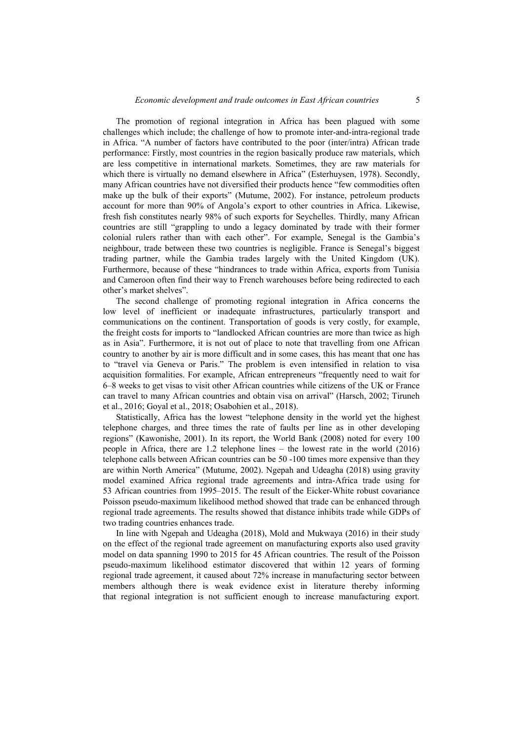The promotion of regional integration in Africa has been plagued with some challenges which include; the challenge of how to promote inter-and-intra-regional trade in Africa. "A number of factors have contributed to the poor (inter/intra) African trade performance: Firstly, most countries in the region basically produce raw materials, which are less competitive in international markets. Sometimes, they are raw materials for which there is virtually no demand elsewhere in Africa" (Esterhuysen, 1978). Secondly, many African countries have not diversified their products hence "few commodities often make up the bulk of their exports" (Mutume, 2002). For instance, petroleum products account for more than 90% of Angola's export to other countries in Africa. Likewise, fresh fish constitutes nearly 98% of such exports for Seychelles. Thirdly, many African countries are still "grappling to undo a legacy dominated by trade with their former colonial rulers rather than with each other". For example, Senegal is the Gambia's neighbour, trade between these two countries is negligible. France is Senegal's biggest trading partner, while the Gambia trades largely with the United Kingdom (UK). Furthermore, because of these "hindrances to trade within Africa, exports from Tunisia and Cameroon often find their way to French warehouses before being redirected to each other's market shelves".

The second challenge of promoting regional integration in Africa concerns the low level of inefficient or inadequate infrastructures, particularly transport and communications on the continent. Transportation of goods is very costly, for example, the freight costs for imports to "landlocked African countries are more than twice as high as in Asia". Furthermore, it is not out of place to note that travelling from one African country to another by air is more difficult and in some cases, this has meant that one has to "travel via Geneva or Paris." The problem is even intensified in relation to visa acquisition formalities. For example, African entrepreneurs "frequently need to wait for 6–8 weeks to get visas to visit other African countries while citizens of the UK or France can travel to many African countries and obtain visa on arrival" (Harsch, 2002; Tiruneh et al., 2016; Goyal et al., 2018; Osabohien et al., 2018).

Statistically, Africa has the lowest "telephone density in the world yet the highest telephone charges, and three times the rate of faults per line as in other developing regions" (Kawonishe, 2001). In its report, the World Bank (2008) noted for every 100 people in Africa, there are 1.2 telephone lines – the lowest rate in the world (2016) telephone calls between African countries can be 50 -100 times more expensive than they are within North America" (Mutume, 2002). Ngepah and Udeagha (2018) using gravity model examined Africa regional trade agreements and intra-Africa trade using for 53 African countries from 1995–2015. The result of the Eicker-White robust covariance Poisson pseudo-maximum likelihood method showed that trade can be enhanced through regional trade agreements. The results showed that distance inhibits trade while GDPs of two trading countries enhances trade.

In line with Ngepah and Udeagha (2018), Mold and Mukwaya (2016) in their study on the effect of the regional trade agreement on manufacturing exports also used gravity model on data spanning 1990 to 2015 for 45 African countries. The result of the Poisson pseudo-maximum likelihood estimator discovered that within 12 years of forming regional trade agreement, it caused about 72% increase in manufacturing sector between members although there is weak evidence exist in literature thereby informing that regional integration is not sufficient enough to increase manufacturing export.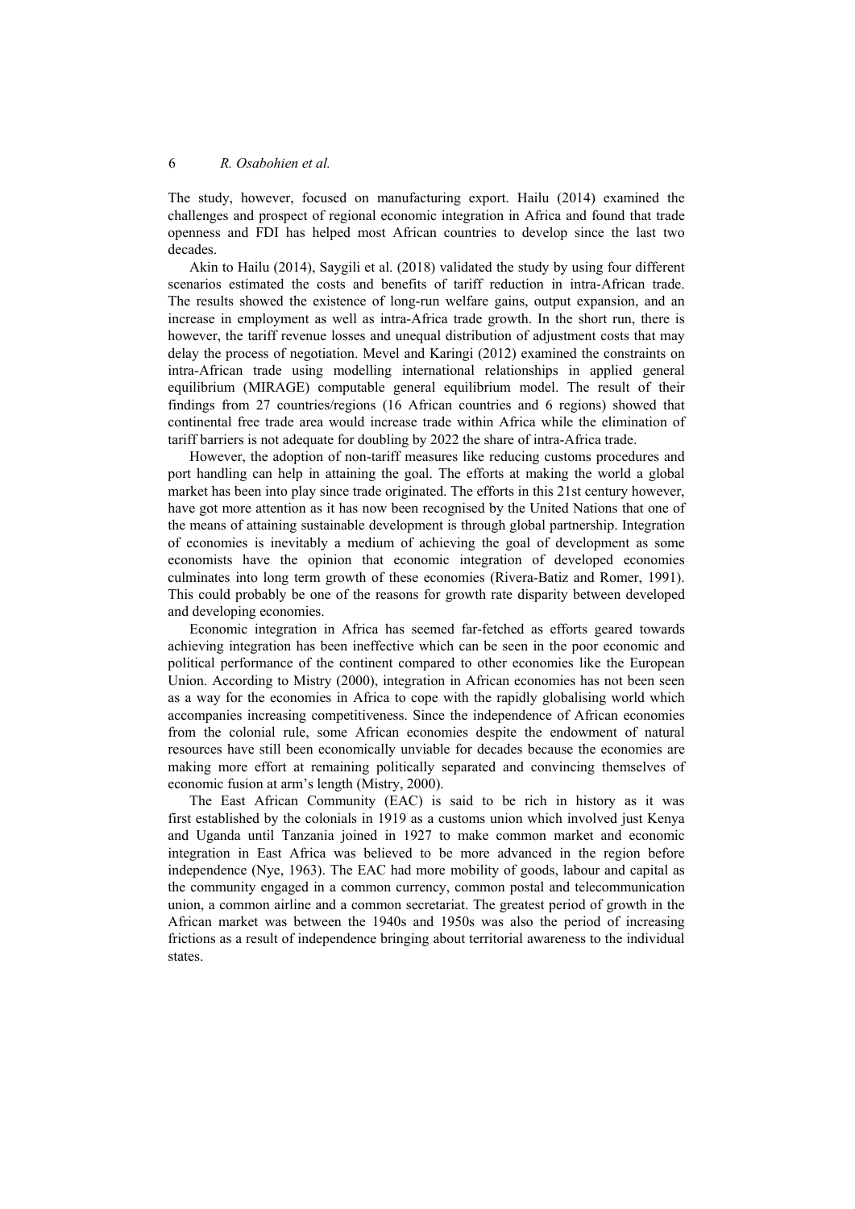The study, however, focused on manufacturing export. Hailu (2014) examined the challenges and prospect of regional economic integration in Africa and found that trade openness and FDI has helped most African countries to develop since the last two decades.

Akin to Hailu (2014), Saygili et al. (2018) validated the study by using four different scenarios estimated the costs and benefits of tariff reduction in intra-African trade. The results showed the existence of long-run welfare gains, output expansion, and an increase in employment as well as intra-Africa trade growth. In the short run, there is however, the tariff revenue losses and unequal distribution of adjustment costs that may delay the process of negotiation. Mevel and Karingi (2012) examined the constraints on intra-African trade using modelling international relationships in applied general equilibrium (MIRAGE) computable general equilibrium model. The result of their findings from 27 countries/regions (16 African countries and 6 regions) showed that continental free trade area would increase trade within Africa while the elimination of tariff barriers is not adequate for doubling by 2022 the share of intra-Africa trade.

However, the adoption of non-tariff measures like reducing customs procedures and port handling can help in attaining the goal. The efforts at making the world a global market has been into play since trade originated. The efforts in this 21st century however, have got more attention as it has now been recognised by the United Nations that one of the means of attaining sustainable development is through global partnership. Integration of economies is inevitably a medium of achieving the goal of development as some economists have the opinion that economic integration of developed economies culminates into long term growth of these economies (Rivera-Batiz and Romer, 1991). This could probably be one of the reasons for growth rate disparity between developed and developing economies.

Economic integration in Africa has seemed far-fetched as efforts geared towards achieving integration has been ineffective which can be seen in the poor economic and political performance of the continent compared to other economies like the European Union. According to Mistry (2000), integration in African economies has not been seen as a way for the economies in Africa to cope with the rapidly globalising world which accompanies increasing competitiveness. Since the independence of African economies from the colonial rule, some African economies despite the endowment of natural resources have still been economically unviable for decades because the economies are making more effort at remaining politically separated and convincing themselves of economic fusion at arm's length (Mistry, 2000).

The East African Community (EAC) is said to be rich in history as it was first established by the colonials in 1919 as a customs union which involved just Kenya and Uganda until Tanzania joined in 1927 to make common market and economic integration in East Africa was believed to be more advanced in the region before independence (Nye, 1963). The EAC had more mobility of goods, labour and capital as the community engaged in a common currency, common postal and telecommunication union, a common airline and a common secretariat. The greatest period of growth in the African market was between the 1940s and 1950s was also the period of increasing frictions as a result of independence bringing about territorial awareness to the individual states.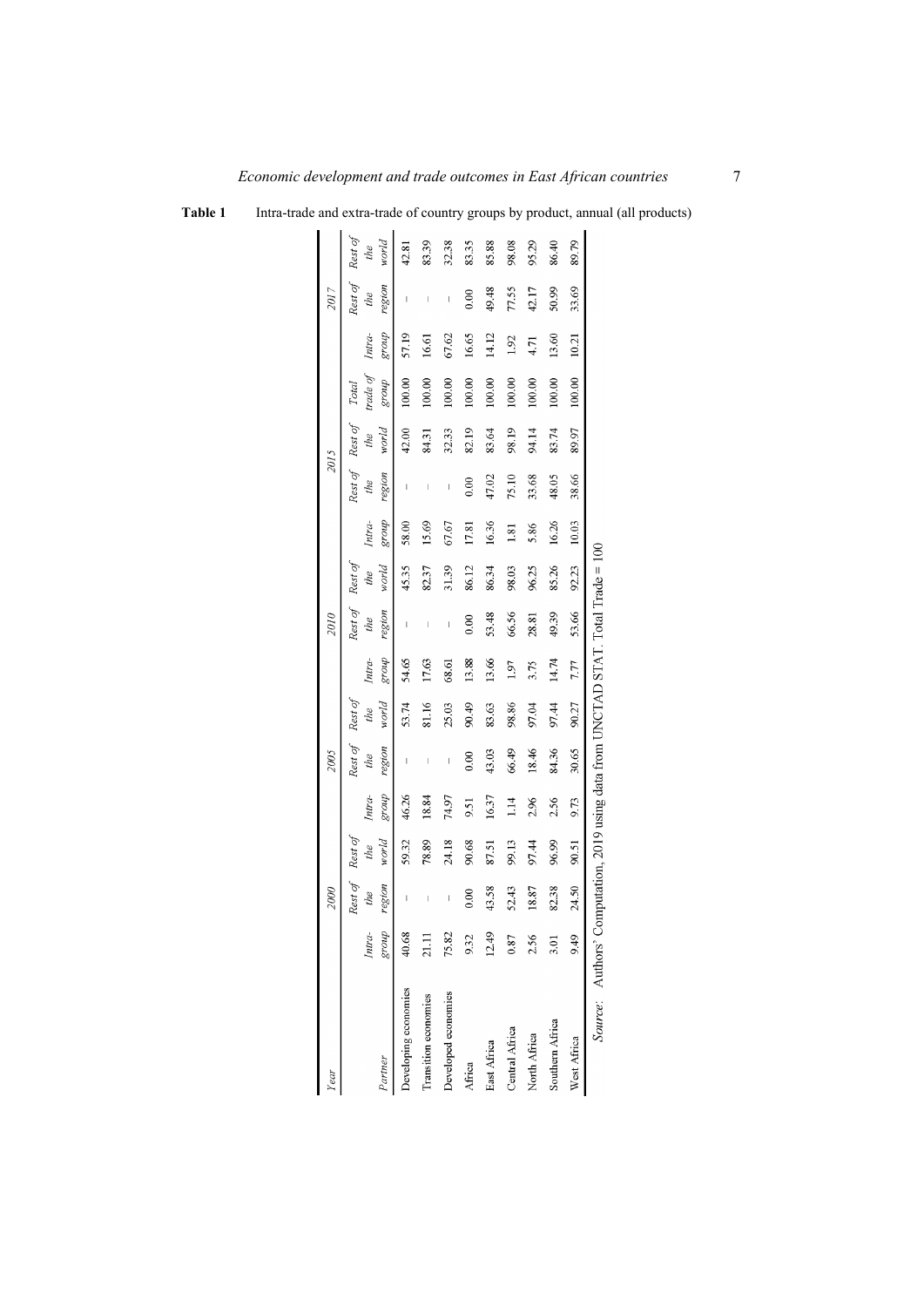**Table 1** Intra-trade and extra-trade of country groups by product, annual (all products)

| Year | 2000 | | | 2005 | | | 2010 | | | 2015 | | | 2017 | | | |
|---|---|---|---|---|---|---|---|---|---|---|---|---|---|---|---|---|
| Partner | Intra-group | Rest of the region | Rest of the world | Intra-group | Rest of the region | Rest of the world | Intra-group | Rest of the region | Rest of the world | Intra-group | Rest of the region | Rest of the world | Total trade of group | Intra-group | Rest of the region | Rest of the world |
| Developing economies | 40.68 | – | 59.32 | 46.26 | – | 53.74 | 54.65 | – | 45.35 | 58.00 | – | 42.00 | 100.00 | 57.19 | – | 42.81 |
| Transition economies | 21.11 | – | 78.89 | 18.84 | – | 81.16 | 17.63 | – | 82.37 | 15.69 | – | 84.31 | 100.00 | 16.61 | – | 83.39 |
| Developed economies | 75.82 | – | 24.18 | 74.97 | – | 25.03 | 68.61 | – | 31.39 | 67.67 | – | 32.33 | 100.00 | 67.62 | – | 32.38 |
| Africa | 9.32 | 0.00 | 90.68 | 9.51 | 0.00 | 90.49 | 13.88 | 0.00 | 86.12 | 17.81 | 0.00 | 82.19 | 100.00 | 16.65 | 0.00 | 83.35 |
| East Africa | 12.49 | 43.58 | 87.51 | 16.37 | 43.03 | 83.63 | 13.66 | 53.48 | 86.34 | 16.36 | 47.02 | 83.64 | 100.00 | 14.12 | 49.48 | 85.88 |
| Central Africa | 0.87 | 52.43 | 99.13 | 1.14 | 66.49 | 98.86 | 1.97 | 66.56 | 98.03 | 1.81 | 75.10 | 98.19 | 100.00 | 1.92 | 77.55 | 98.08 |
| North Africa | 2.56 | 18.87 | 97.44 | 2.96 | 18.46 | 97.04 | 3.75 | 28.81 | 96.25 | 5.86 | 33.68 | 94.14 | 100.00 | 4.71 | 42.17 | 95.29 |
| Southern Africa | 3.01 | 82.38 | 96.99 | 2.56 | 84.36 | 97.44 | 14.74 | 49.39 | 85.26 | 16.26 | 48.05 | 83.74 | 100.00 | 13.60 | 50.99 | 86.40 |
| West Africa | 9.49 | 24.50 | 90.51 | 9.73 | 30.65 | 90.27 | 7.77 | 53.66 | 92.23 | 10.03 | 38.66 | 89.97 | 100.00 | 10.21 | 33.69 | 89.79 |

*Source*: Authors' Computation, 2019 using data from UNCTAD STAT. Total Trade = 100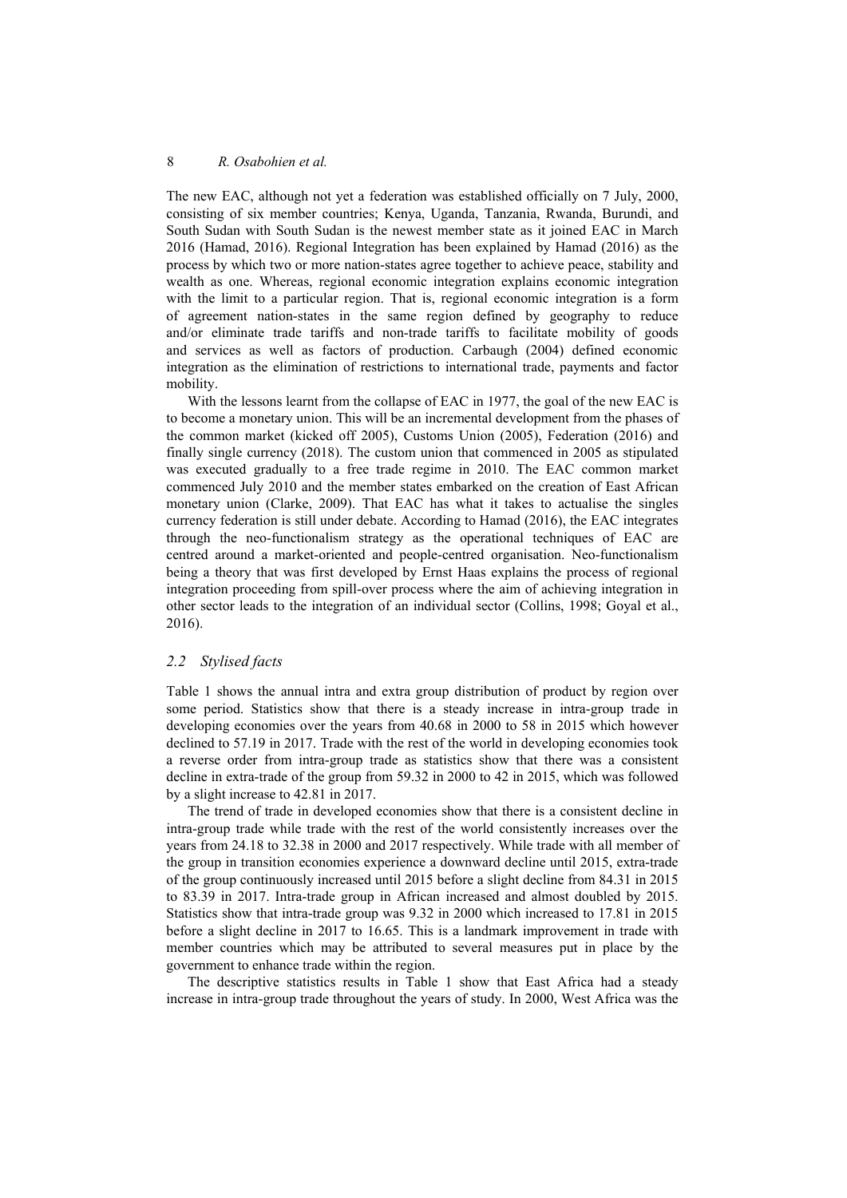The new EAC, although not yet a federation was established officially on 7 July, 2000, consisting of six member countries; Kenya, Uganda, Tanzania, Rwanda, Burundi, and South Sudan with South Sudan is the newest member state as it joined EAC in March 2016 (Hamad, 2016). Regional Integration has been explained by Hamad (2016) as the process by which two or more nation-states agree together to achieve peace, stability and wealth as one. Whereas, regional economic integration explains economic integration with the limit to a particular region. That is, regional economic integration is a form of agreement nation-states in the same region defined by geography to reduce and/or eliminate trade tariffs and non-trade tariffs to facilitate mobility of goods and services as well as factors of production. Carbaugh (2004) defined economic integration as the elimination of restrictions to international trade, payments and factor mobility.

With the lessons learnt from the collapse of EAC in 1977, the goal of the new EAC is to become a monetary union. This will be an incremental development from the phases of the common market (kicked off 2005), Customs Union (2005), Federation (2016) and finally single currency (2018). The custom union that commenced in 2005 as stipulated was executed gradually to a free trade regime in 2010. The EAC common market commenced July 2010 and the member states embarked on the creation of East African monetary union (Clarke, 2009). That EAC has what it takes to actualise the singles currency federation is still under debate. According to Hamad (2016), the EAC integrates through the neo-functionalism strategy as the operational techniques of EAC are centred around a market-oriented and people-centred organisation. Neo-functionalism being a theory that was first developed by Ernst Haas explains the process of regional integration proceeding from spill-over process where the aim of achieving integration in other sector leads to the integration of an individual sector (Collins, 1998; Goyal et al., 2016).

### 2.2 Stylised facts

Table 1 shows the annual intra and extra group distribution of product by region over some period. Statistics show that there is a steady increase in intra-group trade in developing economies over the years from 40.68 in 2000 to 58 in 2015 which however declined to 57.19 in 2017. Trade with the rest of the world in developing economies took a reverse order from intra-group trade as statistics show that there was a consistent decline in extra-trade of the group from 59.32 in 2000 to 42 in 2015, which was followed by a slight increase to 42.81 in 2017.

The trend of trade in developed economies show that there is a consistent decline in intra-group trade while trade with the rest of the world consistently increases over the years from 24.18 to 32.38 in 2000 and 2017 respectively. While trade with all member of the group in transition economies experience a downward decline until 2015, extra-trade of the group continuously increased until 2015 before a slight decline from 84.31 in 2015 to 83.39 in 2017. Intra-trade group in African increased and almost doubled by 2015. Statistics show that intra-trade group was 9.32 in 2000 which increased to 17.81 in 2015 before a slight decline in 2017 to 16.65. This is a landmark improvement in trade with member countries which may be attributed to several measures put in place by the government to enhance trade within the region.

The descriptive statistics results in Table 1 show that East Africa had a steady increase in intra-group trade throughout the years of study. In 2000, West Africa was the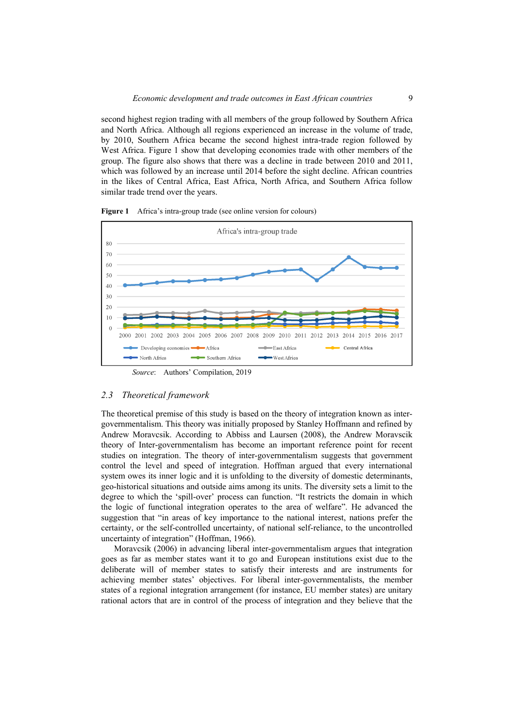second highest region trading with all members of the group followed by Southern Africa and North Africa. Although all regions experienced an increase in the volume of trade, by 2010, Southern Africa became the second highest intra-trade region followed by West Africa. Figure 1 show that developing economies trade with other members of the group. The figure also shows that there was a decline in trade between 2010 and 2011, which was followed by an increase until 2014 before the sight decline. African countries in the likes of Central Africa, East Africa, North Africa, and Southern Africa follow similar trade trend over the years.

**Figure 1** Africa's intra-group trade (see online version for colours)

*Source*: Authors' Compilation, 2019

## 2.3 *Theoretical framework*

The theoretical premise of this study is based on the theory of integration known as inter-governmentalism. This theory was initially proposed by Stanley Hoffmann and refined by Andrew Moravcsik. According to Abbiss and Laursen (2008), the Andrew Moravscik theory of Inter-governmentalism has become an important reference point for recent studies on integration. The theory of inter-governmentalism suggests that government control the level and speed of integration. Hoffman argued that every international system owes its inner logic and it is unfolding to the diversity of domestic determinants, geo-historical situations and outside aims among its units. The diversity sets a limit to the degree to which the 'spill-over' process can function. "It restricts the domain in which the logic of functional integration operates to the area of welfare". He advanced the suggestion that "in areas of key importance to the national interest, nations prefer the certainty, or the self-controlled uncertainty, of national self-reliance, to the uncontrolled uncertainty of integration" (Hoffman, 1966).

Moravcsik (2006) in advancing liberal inter-governmentalism argues that integration goes as far as member states want it to go and European institutions exist due to the deliberate will of member states to satisfy their interests and are instruments for achieving member states' objectives. For liberal inter-governmentalists, the member states of a regional integration arrangement (for instance, EU member states) are unitary rational actors that are in control of the process of integration and they believe that the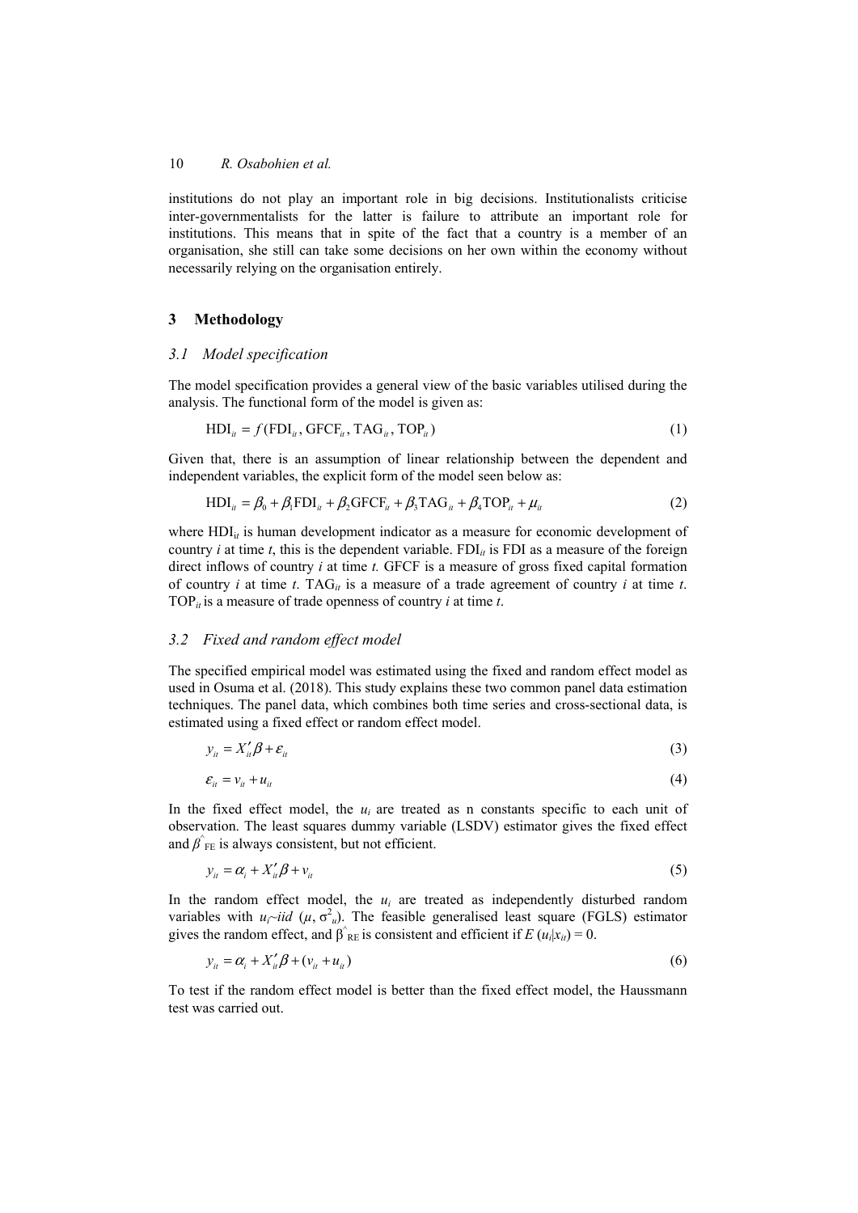institutions do not play an important role in big decisions. Institutionalists criticise inter-governmentalists for the latter is failure to attribute an important role for institutions. This means that in spite of the fact that a country is a member of an organisation, she still can take some decisions on her own within the economy without necessarily relying on the organisation entirely.

## 3 Methodology

### *3.1 Model specification*

The model specification provides a general view of the basic variables utilised during the analysis. The functional form of the model is given as:

$$\mathrm{HDI}_{it} = f(\mathrm{FDI}_{it}, \mathrm{GFCF}_{it}, \mathrm{TAG}_{it}, \mathrm{TOP}_{it}) \tag{1}$$

Given that, there is an assumption of linear relationship between the dependent and independent variables, the explicit form of the model seen below as:

$$\mathrm{HDI}_{it} = \beta_0 + \beta_1\mathrm{FDI}_{it} + \beta_2\mathrm{GFCF}_{it} + \beta_3\mathrm{TAG}_{it} + \beta_4\mathrm{TOP}_{it} + \mu_{it} \tag{2}$$

where $\mathrm{HDI}_{it}$ is human development indicator as a measure for economic development of country *i* at time *t*, this is the dependent variable. $\mathrm{FDI}_{it}$ is FDI as a measure of the foreign direct inflows of country *i* at time *t.* GFCF is a measure of gross fixed capital formation of country *i* at time *t*. $\mathrm{TAG}_{it}$ is a measure of a trade agreement of country *i* at time *t*. $\mathrm{TOP}_{it}$ is a measure of trade openness of country *i* at time *t*.

### *3.2 Fixed and random effect model*

The specified empirical model was estimated using the fixed and random effect model as used in Osuma et al. (2018). This study explains these two common panel data estimation techniques. The panel data, which combines both time series and cross-sectional data, is estimated using a fixed effect or random effect model.

$$y_{it} = X'_{it}\beta + \varepsilon_{it} \tag{3}$$

$$\varepsilon_{it} = v_{it} + u_{it} \tag{4}$$

In the fixed effect model, the $u_i$ are treated as n constants specific to each unit of observation. The least squares dummy variable (LSDV) estimator gives the fixed effect and $\hat{\beta}_{FE}$ is always consistent, but not efficient.

$$y_{it} = \alpha_i + X'_{it}\beta + v_{it} \tag{5}$$

In the random effect model, the $u_i$ are treated as independently disturbed random variables with $u_i \sim iid\ (\mu, \sigma^2_u)$. The feasible generalised least square (FGLS) estimator gives the random effect, and $\hat{\beta}_{RE}$ is consistent and efficient if $E(u_i|x_{it}) = 0$.

$$y_{it} = \alpha_i + X'_{it}\beta + (v_{it} + u_{it}) \tag{6}$$

To test if the random effect model is better than the fixed effect model, the Haussmann test was carried out.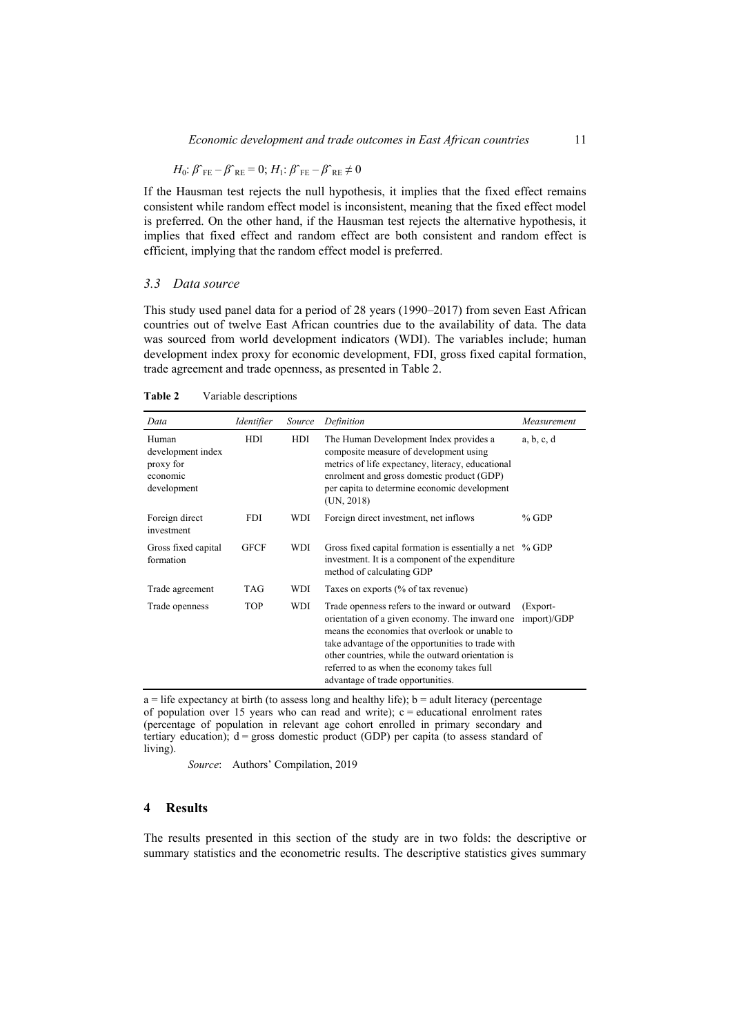$H_0$: $\hat{\beta}_{FE} - \hat{\beta}_{RE} = 0$; $H_1$: $\hat{\beta}_{FE} - \hat{\beta}_{RE} \neq 0$

If the Hausman test rejects the null hypothesis, it implies that the fixed effect remains consistent while random effect model is inconsistent, meaning that the fixed effect model is preferred. On the other hand, if the Hausman test rejects the alternative hypothesis, it implies that fixed effect and random effect are both consistent and random effect is efficient, implying that the random effect model is preferred.

### 3.3 Data source

This study used panel data for a period of 28 years (1990–2017) from seven East African countries out of twelve East African countries due to the availability of data. The data was sourced from world development indicators (WDI). The variables include; human development index proxy for economic development, FDI, gross fixed capital formation, trade agreement and trade openness, as presented in Table 2.

**Table 2** Variable descriptions

| *Data* | *Identifier* | *Source* | *Definition* | *Measurement* |
|---|---|---|---|---|
| Human development index proxy for economic development | HDI | HDI | The Human Development Index provides a composite measure of development using metrics of life expectancy, literacy, educational enrolment and gross domestic product (GDP) per capita to determine economic development (UN, 2018) | a, b, c, d |
| Foreign direct investment | FDI | WDI | Foreign direct investment, net inflows | % GDP |
| Gross fixed capital formation | GFCF | WDI | Gross fixed capital formation is essentially a net investment. It is a component of the expenditure method of calculating GDP | % GDP |
| Trade agreement | TAG | WDI | Taxes on exports (% of tax revenue) | |
| Trade openness | TOP | WDI | Trade openness refers to the inward or outward orientation of a given economy. The inward one means the economies that overlook or unable to take advantage of the opportunities to trade with other countries, while the outward orientation is referred to as when the economy takes full advantage of trade opportunities. | (Export-import)/GDP |

a = life expectancy at birth (to assess long and healthy life); b = adult literacy (percentage of population over 15 years who can read and write); c = educational enrolment rates (percentage of population in relevant age cohort enrolled in primary secondary and tertiary education); d = gross domestic product (GDP) per capita (to assess standard of living).

*Source*: Authors' Compilation, 2019

## 4 Results

The results presented in this section of the study are in two folds: the descriptive or summary statistics and the econometric results. The descriptive statistics gives summary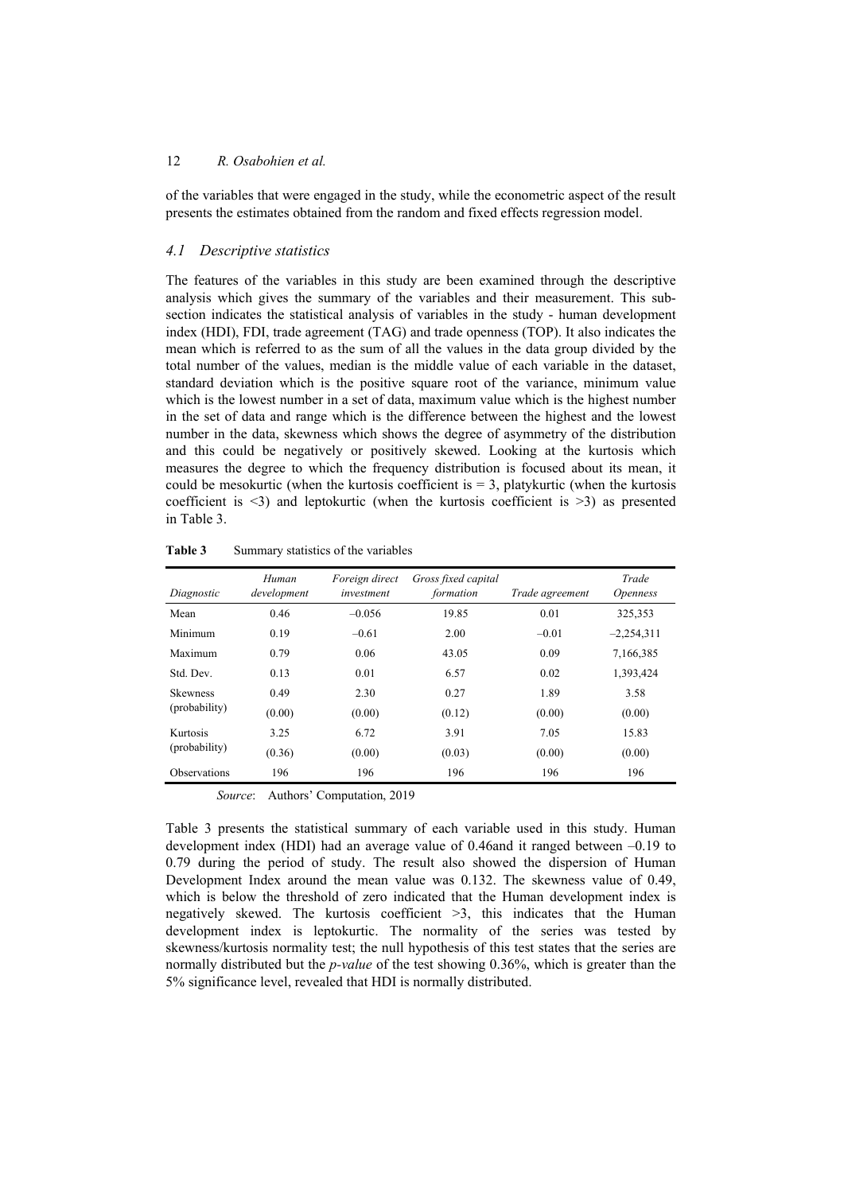of the variables that were engaged in the study, while the econometric aspect of the result presents the estimates obtained from the random and fixed effects regression model.

### *4.1 Descriptive statistics*

The features of the variables in this study are been examined through the descriptive analysis which gives the summary of the variables and their measurement. This sub-section indicates the statistical analysis of variables in the study - human development index (HDI), FDI, trade agreement (TAG) and trade openness (TOP). It also indicates the mean which is referred to as the sum of all the values in the data group divided by the total number of the values, median is the middle value of each variable in the dataset, standard deviation which is the positive square root of the variance, minimum value which is the lowest number in a set of data, maximum value which is the highest number in the set of data and range which is the difference between the highest and the lowest number in the data, skewness which shows the degree of asymmetry of the distribution and this could be negatively or positively skewed. Looking at the kurtosis which measures the degree to which the frequency distribution is focused about its mean, it could be mesokurtic (when the kurtosis coefficient is = 3, platykurtic (when the kurtosis coefficient is <3) and leptokurtic (when the kurtosis coefficient is >3) as presented in Table 3.

**Table 3** Summary statistics of the variables

| *Diagnostic* | *Human development* | *Foreign direct investment* | *Gross fixed capital formation* | *Trade agreement* | *Trade Openness* |
|---|---|---|---|---|---|
| Mean | 0.46 | –0.056 | 19.85 | 0.01 | 325,353 |
| Minimum | 0.19 | –0.61 | 2.00 | –0.01 | –2,254,311 |
| Maximum | 0.79 | 0.06 | 43.05 | 0.09 | 7,166,385 |
| Std. Dev. | 0.13 | 0.01 | 6.57 | 0.02 | 1,393,424 |
| Skewness | 0.49 | 2.30 | 0.27 | 1.89 | 3.58 |
| (probability) | (0.00) | (0.00) | (0.12) | (0.00) | (0.00) |
| Kurtosis | 3.25 | 6.72 | 3.91 | 7.05 | 15.83 |
| (probability) | (0.36) | (0.00) | (0.03) | (0.00) | (0.00) |
| Observations | 196 | 196 | 196 | 196 | 196 |

*Source*: Authors' Computation, 2019

Table 3 presents the statistical summary of each variable used in this study. Human development index (HDI) had an average value of 0.46and it ranged between –0.19 to 0.79 during the period of study. The result also showed the dispersion of Human Development Index around the mean value was 0.132. The skewness value of 0.49, which is below the threshold of zero indicated that the Human development index is negatively skewed. The kurtosis coefficient >3, this indicates that the Human development index is leptokurtic. The normality of the series was tested by skewness/kurtosis normality test; the null hypothesis of this test states that the series are normally distributed but the *p-value* of the test showing 0.36%, which is greater than the 5% significance level, revealed that HDI is normally distributed.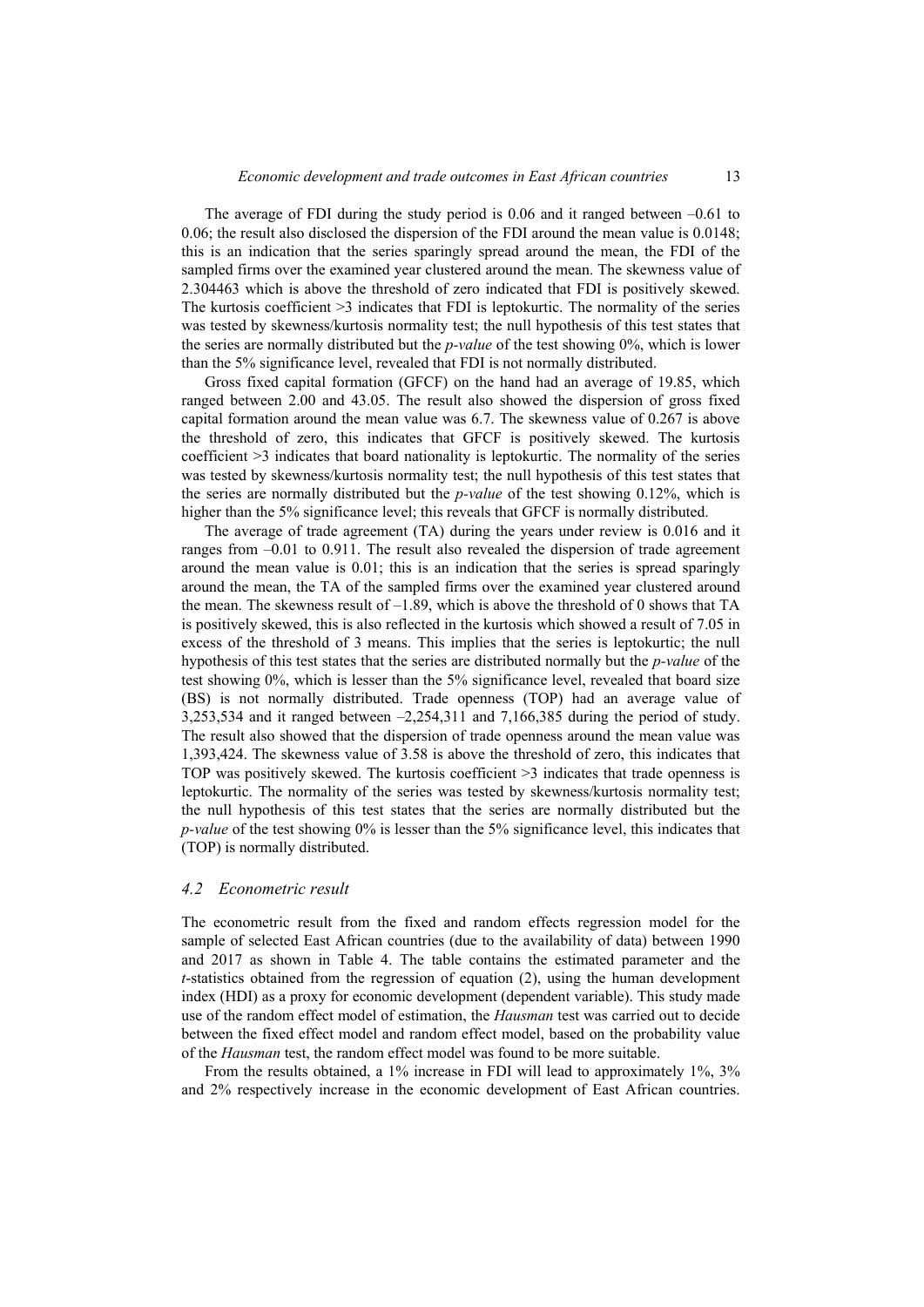The average of FDI during the study period is 0.06 and it ranged between –0.61 to 0.06; the result also disclosed the dispersion of the FDI around the mean value is 0.0148; this is an indication that the series sparingly spread around the mean, the FDI of the sampled firms over the examined year clustered around the mean. The skewness value of 2.304463 which is above the threshold of zero indicated that FDI is positively skewed. The kurtosis coefficient >3 indicates that FDI is leptokurtic. The normality of the series was tested by skewness/kurtosis normality test; the null hypothesis of this test states that the series are normally distributed but the *p-value* of the test showing 0%, which is lower than the 5% significance level, revealed that FDI is not normally distributed.

Gross fixed capital formation (GFCF) on the hand had an average of 19.85, which ranged between 2.00 and 43.05. The result also showed the dispersion of gross fixed capital formation around the mean value was 6.7. The skewness value of 0.267 is above the threshold of zero, this indicates that GFCF is positively skewed. The kurtosis coefficient >3 indicates that board nationality is leptokurtic. The normality of the series was tested by skewness/kurtosis normality test; the null hypothesis of this test states that the series are normally distributed but the *p-value* of the test showing 0.12%, which is higher than the 5% significance level; this reveals that GFCF is normally distributed.

The average of trade agreement (TA) during the years under review is 0.016 and it ranges from –0.01 to 0.911. The result also revealed the dispersion of trade agreement around the mean value is 0.01; this is an indication that the series is spread sparingly around the mean, the TA of the sampled firms over the examined year clustered around the mean. The skewness result of –1.89, which is above the threshold of 0 shows that TA is positively skewed, this is also reflected in the kurtosis which showed a result of 7.05 in excess of the threshold of 3 means. This implies that the series is leptokurtic; the null hypothesis of this test states that the series are distributed normally but the *p-value* of the test showing 0%, which is lesser than the 5% significance level, revealed that board size (BS) is not normally distributed. Trade openness (TOP) had an average value of 3,253,534 and it ranged between –2,254,311 and 7,166,385 during the period of study. The result also showed that the dispersion of trade openness around the mean value was 1,393,424. The skewness value of 3.58 is above the threshold of zero, this indicates that TOP was positively skewed. The kurtosis coefficient >3 indicates that trade openness is leptokurtic. The normality of the series was tested by skewness/kurtosis normality test; the null hypothesis of this test states that the series are normally distributed but the *p-value* of the test showing 0% is lesser than the 5% significance level, this indicates that (TOP) is normally distributed.

### *4.2 Econometric result*

The econometric result from the fixed and random effects regression model for the sample of selected East African countries (due to the availability of data) between 1990 and 2017 as shown in Table 4. The table contains the estimated parameter and the *t*-statistics obtained from the regression of equation (2), using the human development index (HDI) as a proxy for economic development (dependent variable). This study made use of the random effect model of estimation, the *Hausman* test was carried out to decide between the fixed effect model and random effect model, based on the probability value of the *Hausman* test, the random effect model was found to be more suitable.

From the results obtained, a 1% increase in FDI will lead to approximately 1%, 3% and 2% respectively increase in the economic development of East African countries.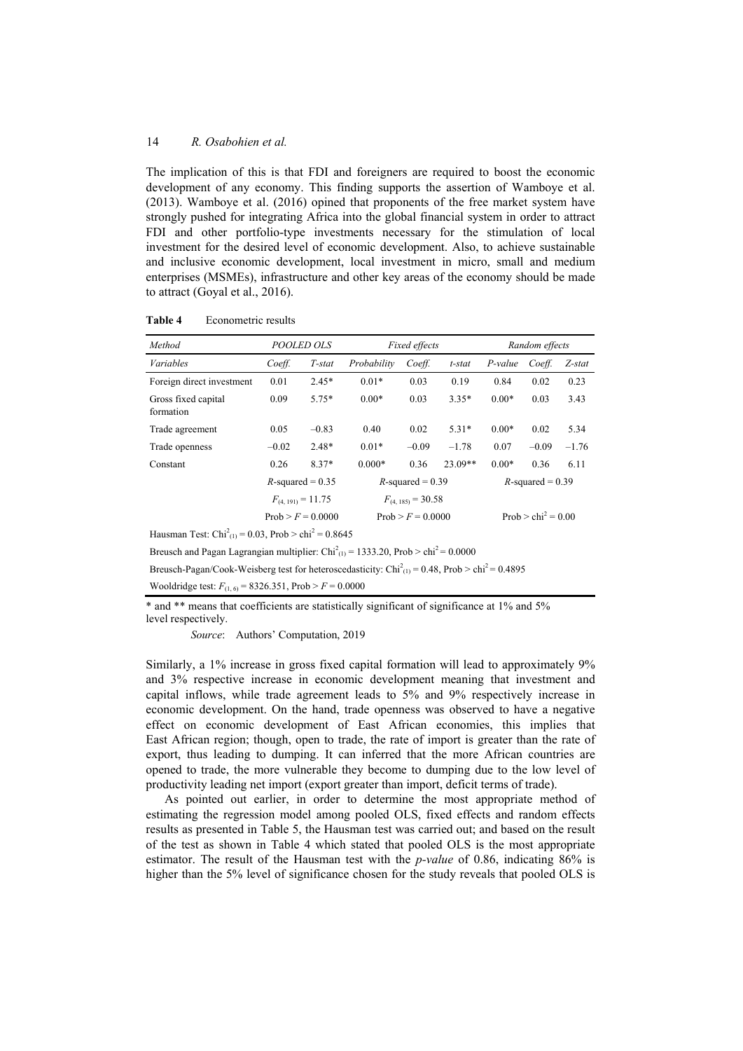The implication of this is that FDI and foreigners are required to boost the economic development of any economy. This finding supports the assertion of Wamboye et al. (2013). Wamboye et al. (2016) opined that proponents of the free market system have strongly pushed for integrating Africa into the global financial system in order to attract FDI and other portfolio-type investments necessary for the stimulation of local investment for the desired level of economic development. Also, to achieve sustainable and inclusive economic development, local investment in micro, small and medium enterprises (MSMEs), infrastructure and other key areas of the economy should be made to attract (Goyal et al., 2016).

**Table 4** Econometric results

| *Method* | *POOLED OLS* | | *Fixed effects* | | | *Random effects* | | |
|---|---|---|---|---|---|---|---|---|
| *Variables* | *Coeff.* | *T-stat* | *Probability* | *Coeff.* | *t-stat* | *P-value* | *Coeff.* | *Z-stat* |
| Foreign direct investment | 0.01 | 2.45* | 0.01* | 0.03 | 0.19 | 0.84 | 0.02 | 0.23 |
| Gross fixed capital formation | 0.09 | 5.75* | 0.00* | 0.03 | 3.35* | 0.00* | 0.03 | 3.43 |
| Trade agreement | 0.05 | –0.83 | 0.40 | 0.02 | 5.31* | 0.00* | 0.02 | 5.34 |
| Trade openness | –0.02 | 2.48* | 0.01* | –0.09 | –1.78 | 0.07 | –0.09 | –1.76 |
| Constant | 0.26 | 8.37* | 0.000* | 0.36 | 23.09** | 0.00* | 0.36 | 6.11 |
| | $R$-squared = 0.35 | | $R$-squared = 0.39 | | | $R$-squared = 0.39 | | |
| | $F_{(4, 191)} = 11.75$ | | $F_{(4, 185)} = 30.58$ | | | | | |
| | Prob > $F$ = 0.0000 | | Prob > $F$ = 0.0000 | | | Prob > $chi^2$ = 0.00 | | |
| Hausman Test: $Chi^2_{(1)} = 0.03$, Prob > $chi^2$ = 0.8645 | | | | | | | | |
| Breusch and Pagan Lagrangian multiplier: $Chi^2_{(1)} = 1333.20$, Prob > $chi^2$ = 0.0000 | | | | | | | | |
| Breusch-Pagan/Cook-Weisberg test for heteroscedasticity: $Chi^2_{(1)} = 0.48$, Prob > $chi^2$ = 0.4895 | | | | | | | | |
| Wooldridge test: $F_{(1, 6)} = 8326.351$, Prob > $F$ = 0.0000 | | | | | | | | |

\* and ** means that coefficients are statistically significant of significance at 1% and 5% level respectively.

*Source*: Authors' Computation, 2019

Similarly, a 1% increase in gross fixed capital formation will lead to approximately 9% and 3% respective increase in economic development meaning that investment and capital inflows, while trade agreement leads to 5% and 9% respectively increase in economic development. On the hand, trade openness was observed to have a negative effect on economic development of East African economies, this implies that East African region; though, open to trade, the rate of import is greater than the rate of export, thus leading to dumping. It can inferred that the more African countries are opened to trade, the more vulnerable they become to dumping due to the low level of productivity leading net import (export greater than import, deficit terms of trade).

As pointed out earlier, in order to determine the most appropriate method of estimating the regression model among pooled OLS, fixed effects and random effects results as presented in Table 5, the Hausman test was carried out; and based on the result of the test as shown in Table 4 which stated that pooled OLS is the most appropriate estimator. The result of the Hausman test with the *p-value* of 0.86, indicating 86% is higher than the 5% level of significance chosen for the study reveals that pooled OLS is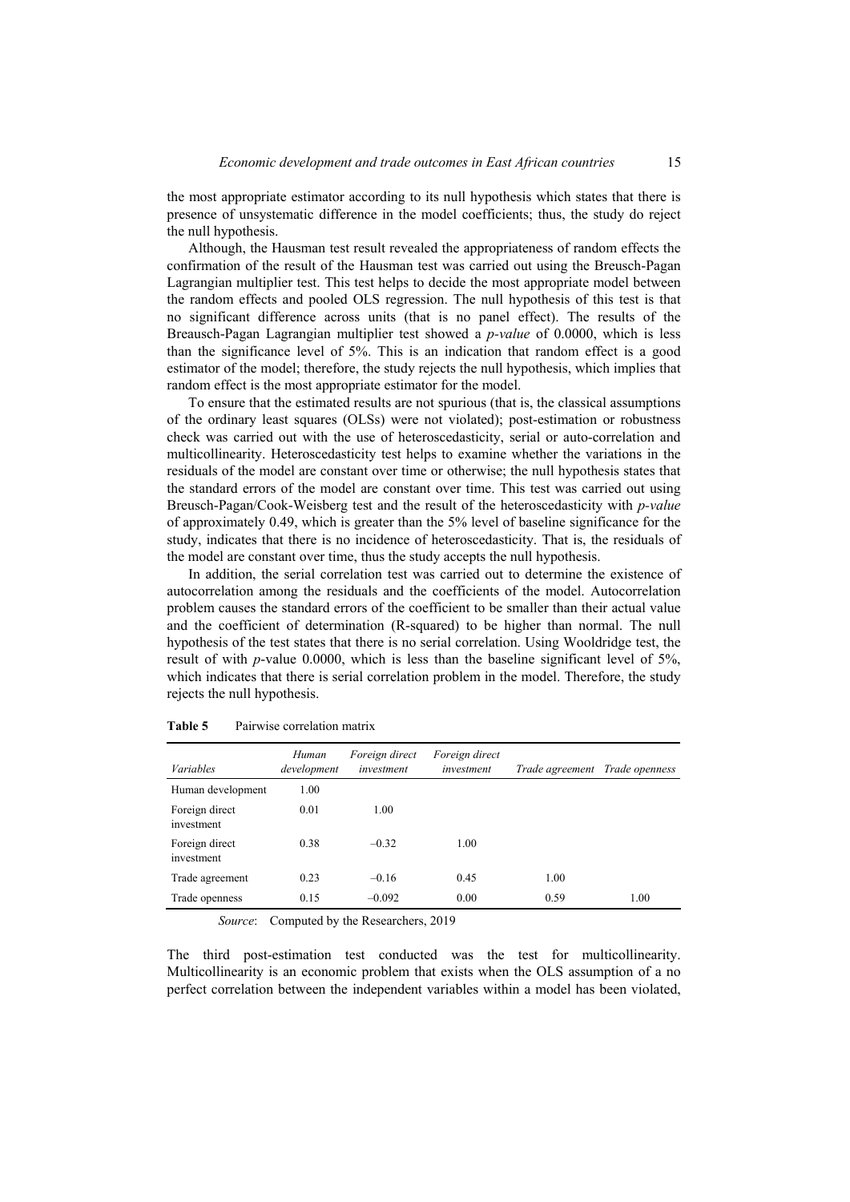the most appropriate estimator according to its null hypothesis which states that there is presence of unsystematic difference in the model coefficients; thus, the study do reject the null hypothesis.

Although, the Hausman test result revealed the appropriateness of random effects the confirmation of the result of the Hausman test was carried out using the Breusch-Pagan Lagrangian multiplier test. This test helps to decide the most appropriate model between the random effects and pooled OLS regression. The null hypothesis of this test is that no significant difference across units (that is no panel effect). The results of the Breausch-Pagan Lagrangian multiplier test showed a *p-value* of 0.0000, which is less than the significance level of 5%. This is an indication that random effect is a good estimator of the model; therefore, the study rejects the null hypothesis, which implies that random effect is the most appropriate estimator for the model.

To ensure that the estimated results are not spurious (that is, the classical assumptions of the ordinary least squares (OLSs) were not violated); post-estimation or robustness check was carried out with the use of heteroscedasticity, serial or auto-correlation and multicollinearity. Heteroscedasticity test helps to examine whether the variations in the residuals of the model are constant over time or otherwise; the null hypothesis states that the standard errors of the model are constant over time. This test was carried out using Breusch-Pagan/Cook-Weisberg test and the result of the heteroscedasticity with *p-value* of approximately 0.49, which is greater than the 5% level of baseline significance for the study, indicates that there is no incidence of heteroscedasticity. That is, the residuals of the model are constant over time, thus the study accepts the null hypothesis.

In addition, the serial correlation test was carried out to determine the existence of autocorrelation among the residuals and the coefficients of the model. Autocorrelation problem causes the standard errors of the coefficient to be smaller than their actual value and the coefficient of determination (R-squared) to be higher than normal. The null hypothesis of the test states that there is no serial correlation. Using Wooldridge test, the result of with *p*-value 0.0000, which is less than the baseline significant level of 5%, which indicates that there is serial correlation problem in the model. Therefore, the study rejects the null hypothesis.

**Table 5** Pairwise correlation matrix

| *Variables* | *Human development* | *Foreign direct investment* | *Foreign direct investment* | *Trade agreement* | *Trade openness* |
|---|---|---|---|---|---|
| Human development | 1.00 | | | | |
| Foreign direct investment | 0.01 | 1.00 | | | |
| Foreign direct investment | 0.38 | −0.32 | 1.00 | | |
| Trade agreement | 0.23 | −0.16 | 0.45 | 1.00 | |
| Trade openness | 0.15 | −0.092 | 0.00 | 0.59 | 1.00 |

*Source*: Computed by the Researchers, 2019

The third post-estimation test conducted was the test for multicollinearity. Multicollinearity is an economic problem that exists when the OLS assumption of a no perfect correlation between the independent variables within a model has been violated,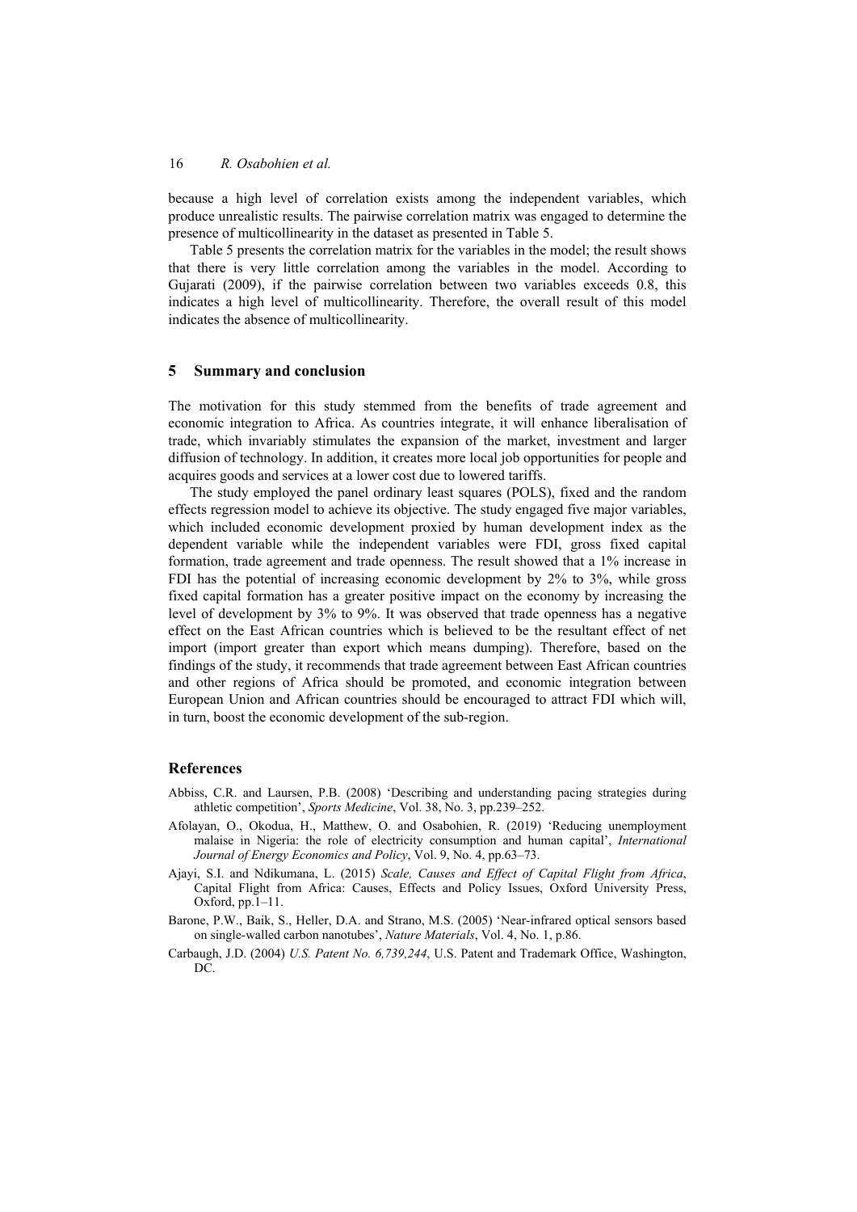because a high level of correlation exists among the independent variables, which produce unrealistic results. The pairwise correlation matrix was engaged to determine the presence of multicollinearity in the dataset as presented in Table 5.

Table 5 presents the correlation matrix for the variables in the model; the result shows that there is very little correlation among the variables in the model. According to Gujarati (2009), if the pairwise correlation between two variables exceeds 0.8, this indicates a high level of multicollinearity. Therefore, the overall result of this model indicates the absence of multicollinearity.

## 5 Summary and conclusion

The motivation for this study stemmed from the benefits of trade agreement and economic integration to Africa. As countries integrate, it will enhance liberalisation of trade, which invariably stimulates the expansion of the market, investment and larger diffusion of technology. In addition, it creates more local job opportunities for people and acquires goods and services at a lower cost due to lowered tariffs.

The study employed the panel ordinary least squares (POLS), fixed and the random effects regression model to achieve its objective. The study engaged five major variables, which included economic development proxied by human development index as the dependent variable while the independent variables were FDI, gross fixed capital formation, trade agreement and trade openness. The result showed that a 1% increase in FDI has the potential of increasing economic development by 2% to 3%, while gross fixed capital formation has a greater positive impact on the economy by increasing the level of development by 3% to 9%. It was observed that trade openness has a negative effect on the East African countries which is believed to be the resultant effect of net import (import greater than export which means dumping). Therefore, based on the findings of the study, it recommends that trade agreement between East African countries and other regions of Africa should be promoted, and economic integration between European Union and African countries should be encouraged to attract FDI which will, in turn, boost the economic development of the sub-region.

## References

Abbiss, C.R. and Laursen, P.B. (2008) 'Describing and understanding pacing strategies during athletic competition', *Sports Medicine*, Vol. 38, No. 3, pp.239–252.

Afolayan, O., Okodua, H., Matthew, O. and Osabohien, R. (2019) 'Reducing unemployment malaise in Nigeria: the role of electricity consumption and human capital', *International Journal of Energy Economics and Policy*, Vol. 9, No. 4, pp.63–73.

Ajayi, S.I. and Ndikumana, L. (2015) *Scale, Causes and Effect of Capital Flight from Africa*, Capital Flight from Africa: Causes, Effects and Policy Issues, Oxford University Press, Oxford, pp.1–11.

Barone, P.W., Baik, S., Heller, D.A. and Strano, M.S. (2005) 'Near-infrared optical sensors based on single-walled carbon nanotubes', *Nature Materials*, Vol. 4, No. 1, p.86.

Carbaugh, J.D. (2004) *U.S. Patent No. 6,739,244*, U.S. Patent and Trademark Office, Washington, DC.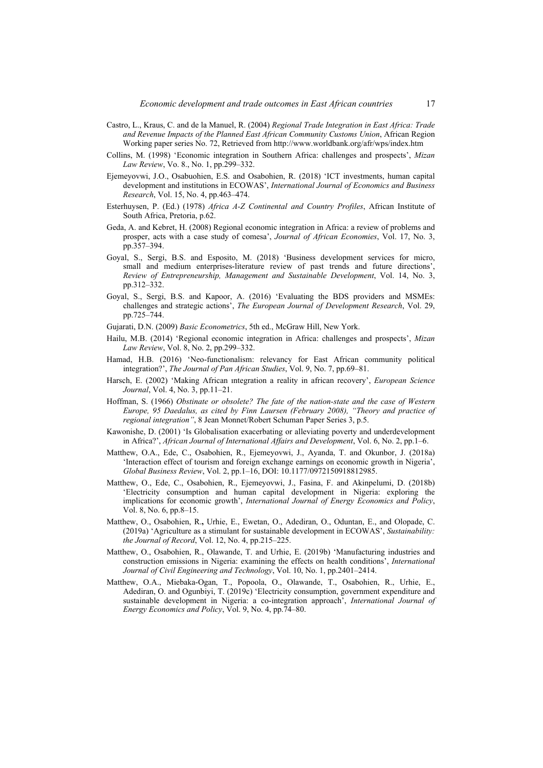Castro, L., Kraus, C. and de la Manuel, R. (2004) *Regional Trade Integration in East Africa: Trade and Revenue Impacts of the Planned East African Community Customs Union*, African Region Working paper series No. 72, Retrieved from http://www.worldbank.org/afr/wps/index.htm

Collins, M. (1998) 'Economic integration in Southern Africa: challenges and prospects', *Mizan Law Review*, Vo. 8., No. 1, pp.299–332.

Ejemeyovwi, J.O., Osabuohien, E.S. and Osabohien, R. (2018) 'ICT investments, human capital development and institutions in ECOWAS', *International Journal of Economics and Business Research*, Vol. 15, No. 4, pp.463–474.

Esterhuysen, P. (Ed.) (1978) *Africa A-Z Continental and Country Profiles*, African Institute of South Africa, Pretoria, p.62.

Geda, A. and Kebret, H. (2008) Regional economic integration in Africa: a review of problems and prosper, acts with a case study of comesa', *Journal of African Economies*, Vol. 17, No. 3, pp.357–394.

Goyal, S., Sergi, B.S. and Esposito, M. (2018) 'Business development services for micro, small and medium enterprises-literature review of past trends and future directions', *Review of Entrepreneurship, Management and Sustainable Development*, Vol. 14, No. 3, pp.312–332.

Goyal, S., Sergi, B.S. and Kapoor, A. (2016) 'Evaluating the BDS providers and MSMEs: challenges and strategic actions', *The European Journal of Development Research*, Vol. 29, pp.725–744.

Gujarati, D.N. (2009) *Basic Econometrics*, 5th ed., McGraw Hill, New York.

Hailu, M.B. (2014) 'Regional economic integration in Africa: challenges and prospects', *Mizan Law Review*, Vol. 8, No. 2, pp.299–332.

Hamad, H.B. (2016) 'Neo-functionalism: relevancy for East African community political integration?', *The Journal of Pan African Studies*, Vol. 9, No. 7, pp.69–81.

Harsch, E. (2002) 'Making African ıntegration a reality in african recovery', *European Science Journal*, Vol. 4, No. 3, pp.11–21.

Hoffman, S. (1966) *Obstinate or obsolete? The fate of the nation-state and the case of Western Europe, 95 Daedalus, as cited by Finn Laursen (February 2008), "Theory and practice of regional integration"*, 8 Jean Monnet/Robert Schuman Paper Series 3, p.5.

Kawonishe, D. (2001) 'Is Globalisation exacerbating or alleviating poverty and underdevelopment in Africa?', *African Journal of International Affairs and Development*, Vol. 6, No. 2, pp.1–6.

Matthew, O.A., Ede, C., Osabohien, R., Ejemeyovwi, J., Ayanda, T. and Okunbor, J. (2018a) 'Interaction effect of tourism and foreign exchange earnings on economic growth in Nigeria', *Global Business Review*, Vol. 2, pp.1–16, DOI: 10.1177/0972150918812985.

Matthew, O., Ede, C., Osabohien, R., Ejemeyovwi, J., Fasina, F. and Akinpelumi, D. (2018b) 'Electricity consumption and human capital development in Nigeria: exploring the implications for economic growth', *International Journal of Energy Economics and Policy*, Vol. 8, No. 6, pp.8–15.

Matthew, O., Osabohien, R., Urhie, E., Ewetan, O., Adediran, O., Oduntan, E., and Olopade, C. (2019a) 'Agriculture as a stimulant for sustainable development in ECOWAS', *Sustainability: the Journal of Record*, Vol. 12, No. 4, pp.215–225.

Matthew, O., Osabohien, R., Olawande, T. and Urhie, E. (2019b) 'Manufacturing industries and construction emissions in Nigeria: examining the effects on health conditions', *International Journal of Civil Engineering and Technology*, Vol. 10, No. 1, pp.2401–2414.

Matthew, O.A., Miebaka-Ogan, T., Popoola, O., Olawande, T., Osabohien, R., Urhie, E., Adediran, O. and Ogunbiyi, T. (2019c) 'Electricity consumption, government expenditure and sustainable development in Nigeria: a co-integration approach', *International Journal of Energy Economics and Policy*, Vol. 9, No. 4, pp.74–80.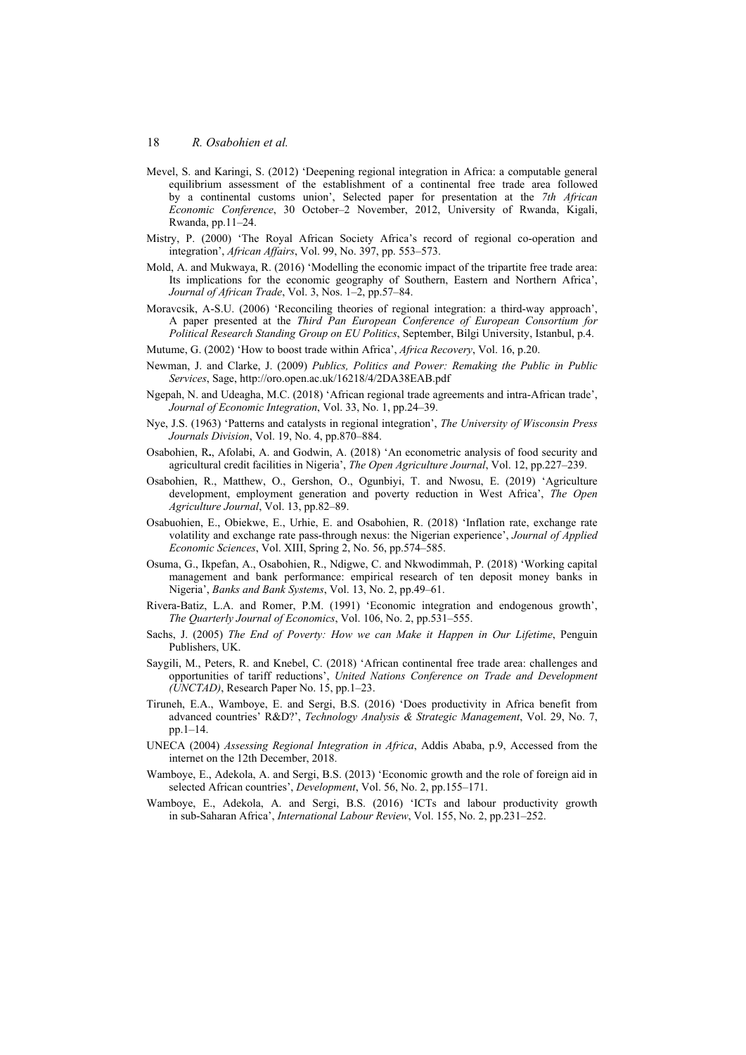Mevel, S. and Karingi, S. (2012) 'Deepening regional integration in Africa: a computable general equilibrium assessment of the establishment of a continental free trade area followed by a continental customs union', Selected paper for presentation at the *7th African Economic Conference*, 30 October–2 November, 2012, University of Rwanda, Kigali, Rwanda, pp.11–24.

Mistry, P. (2000) 'The Royal African Society Africa's record of regional co-operation and integration', *African Affairs*, Vol. 99, No. 397, pp. 553–573.

Mold, A. and Mukwaya, R. (2016) 'Modelling the economic impact of the tripartite free trade area: Its implications for the economic geography of Southern, Eastern and Northern Africa', *Journal of African Trade*, Vol. 3, Nos. 1–2, pp.57–84.

Moravcsik, A-S.U. (2006) 'Reconciling theories of regional integration: a third-way approach', A paper presented at the *Third Pan European Conference of European Consortium for Political Research Standing Group on EU Politics*, September, Bilgi University, Istanbul, p.4.

Mutume, G. (2002) 'How to boost trade within Africa', *Africa Recovery*, Vol. 16, p.20.

Newman, J. and Clarke, J. (2009) *Publics, Politics and Power: Remaking the Public in Public Services*, Sage, http://oro.open.ac.uk/16218/4/2DA38EAB.pdf

Ngepah, N. and Udeagha, M.C. (2018) 'African regional trade agreements and intra-African trade', *Journal of Economic Integration*, Vol. 33, No. 1, pp.24–39.

Nye, J.S. (1963) 'Patterns and catalysts in regional integration', *The University of Wisconsin Press Journals Division*, Vol. 19, No. 4, pp.870–884.

Osabohien, R., Afolabi, A. and Godwin, A. (2018) 'An econometric analysis of food security and agricultural credit facilities in Nigeria', *The Open Agriculture Journal*, Vol. 12, pp.227–239.

Osabohien, R., Matthew, O., Gershon, O., Ogunbiyi, T. and Nwosu, E. (2019) 'Agriculture development, employment generation and poverty reduction in West Africa', *The Open Agriculture Journal*, Vol. 13, pp.82–89.

Osabuohien, E., Obiekwe, E., Urhie, E. and Osabohien, R. (2018) 'Inflation rate, exchange rate volatility and exchange rate pass-through nexus: the Nigerian experience', *Journal of Applied Economic Sciences*, Vol. XIII, Spring 2, No. 56, pp.574–585.

Osuma, G., Ikpefan, A., Osabohien, R., Ndigwe, C. and Nkwodimmah, P. (2018) 'Working capital management and bank performance: empirical research of ten deposit money banks in Nigeria', *Banks and Bank Systems*, Vol. 13, No. 2, pp.49–61.

Rivera-Batiz, L.A. and Romer, P.M. (1991) 'Economic integration and endogenous growth', *The Quarterly Journal of Economics*, Vol. 106, No. 2, pp.531–555.

Sachs, J. (2005) *The End of Poverty: How we can Make it Happen in Our Lifetime*, Penguin Publishers, UK.

Saygili, M., Peters, R. and Knebel, C. (2018) 'African continental free trade area: challenges and opportunities of tariff reductions', *United Nations Conference on Trade and Development (UNCTAD)*, Research Paper No. 15, pp.1–23.

Tiruneh, E.A., Wamboye, E. and Sergi, B.S. (2016) 'Does productivity in Africa benefit from advanced countries' R&D?', *Technology Analysis & Strategic Management*, Vol. 29, No. 7, pp.1–14.

UNECA (2004) *Assessing Regional Integration in Africa*, Addis Ababa, p.9, Accessed from the internet on the 12th December, 2018.

Wamboye, E., Adekola, A. and Sergi, B.S. (2013) 'Economic growth and the role of foreign aid in selected African countries', *Development*, Vol. 56, No. 2, pp.155–171.

Wamboye, E., Adekola, A. and Sergi, B.S. (2016) 'ICTs and labour productivity growth in sub-Saharan Africa', *International Labour Review*, Vol. 155, No. 2, pp.231–252.